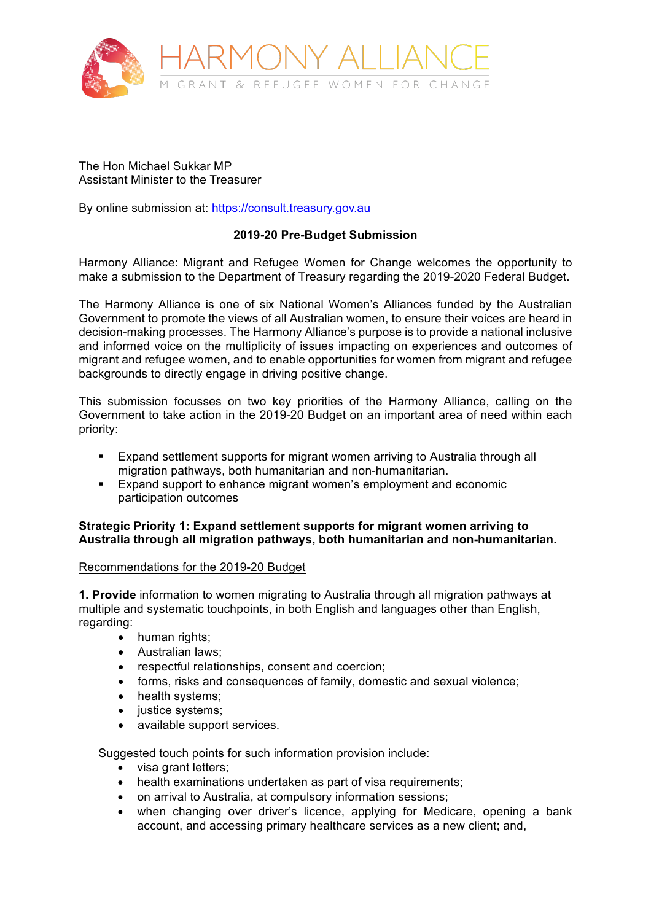# HARMONY ALLIANCE

MIGRANT & REFUGEE WOMEN FOR CHANGE

The Hon Michael Sukkar MP
Assistant Minister to the Treasurer

By online submission at: https://consult.treasury.gov.au

**2019-20 Pre-Budget Submission**

Harmony Alliance: Migrant and Refugee Women for Change welcomes the opportunity to make a submission to the Department of Treasury regarding the 2019-2020 Federal Budget.

The Harmony Alliance is one of six National Women's Alliances funded by the Australian Government to promote the views of all Australian women, to ensure their voices are heard in decision-making processes. The Harmony Alliance's purpose is to provide a national inclusive and informed voice on the multiplicity of issues impacting on experiences and outcomes of migrant and refugee women, and to enable opportunities for women from migrant and refugee backgrounds to directly engage in driving positive change.

This submission focusses on two key priorities of the Harmony Alliance, calling on the Government to take action in the 2019-20 Budget on an important area of need within each priority:

- Expand settlement supports for migrant women arriving to Australia through all migration pathways, both humanitarian and non-humanitarian.
- Expand support to enhance migrant women's employment and economic participation outcomes

**Strategic Priority 1: Expand settlement supports for migrant women arriving to Australia through all migration pathways, both humanitarian and non-humanitarian.**

<u>Recommendations for the 2019-20 Budget</u>

**1. Provide** information to women migrating to Australia through all migration pathways at multiple and systematic touchpoints, in both English and languages other than English, regarding:

- human rights;
- Australian laws;
- respectful relationships, consent and coercion;
- forms, risks and consequences of family, domestic and sexual violence;
- health systems;
- justice systems;
- available support services.

Suggested touch points for such information provision include:

- visa grant letters;
- health examinations undertaken as part of visa requirements;
- on arrival to Australia, at compulsory information sessions;
- when changing over driver's licence, applying for Medicare, opening a bank account, and accessing primary healthcare services as a new client; and,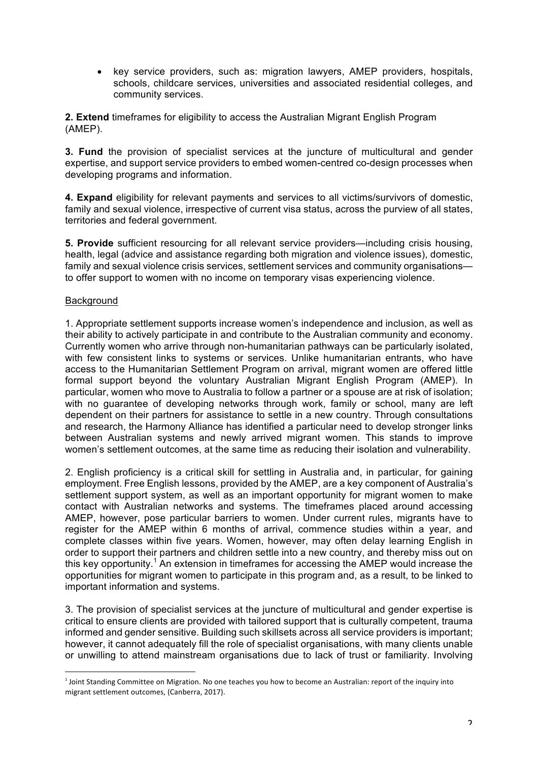- key service providers, such as: migration lawyers, AMEP providers, hospitals, schools, childcare services, universities and associated residential colleges, and community services.

**2. Extend** timeframes for eligibility to access the Australian Migrant English Program (AMEP).

**3. Fund** the provision of specialist services at the juncture of multicultural and gender expertise, and support service providers to embed women-centred co-design processes when developing programs and information.

**4. Expand** eligibility for relevant payments and services to all victims/survivors of domestic, family and sexual violence, irrespective of current visa status, across the purview of all states, territories and federal government.

**5. Provide** sufficient resourcing for all relevant service providers—including crisis housing, health, legal (advice and assistance regarding both migration and violence issues), domestic, family and sexual violence crisis services, settlement services and community organisations—to offer support to women with no income on temporary visas experiencing violence.

Background

1. Appropriate settlement supports increase women's independence and inclusion, as well as their ability to actively participate in and contribute to the Australian community and economy. Currently women who arrive through non-humanitarian pathways can be particularly isolated, with few consistent links to systems or services. Unlike humanitarian entrants, who have access to the Humanitarian Settlement Program on arrival, migrant women are offered little formal support beyond the voluntary Australian Migrant English Program (AMEP). In particular, women who move to Australia to follow a partner or a spouse are at risk of isolation; with no guarantee of developing networks through work, family or school, many are left dependent on their partners for assistance to settle in a new country. Through consultations and research, the Harmony Alliance has identified a particular need to develop stronger links between Australian systems and newly arrived migrant women. This stands to improve women's settlement outcomes, at the same time as reducing their isolation and vulnerability.

2. English proficiency is a critical skill for settling in Australia and, in particular, for gaining employment. Free English lessons, provided by the AMEP, are a key component of Australia's settlement support system, as well as an important opportunity for migrant women to make contact with Australian networks and systems. The timeframes placed around accessing AMEP, however, pose particular barriers to women. Under current rules, migrants have to register for the AMEP within 6 months of arrival, commence studies within a year, and complete classes within five years. Women, however, may often delay learning English in order to support their partners and children settle into a new country, and thereby miss out on this key opportunity.[1] An extension in timeframes for accessing the AMEP would increase the opportunities for migrant women to participate in this program and, as a result, to be linked to important information and systems.

3. The provision of specialist services at the juncture of multicultural and gender expertise is critical to ensure clients are provided with tailored support that is culturally competent, trauma informed and gender sensitive. Building such skillsets across all service providers is important; however, it cannot adequately fill the role of specialist organisations, with many clients unable or unwilling to attend mainstream organisations due to lack of trust or familiarity. Involving

[1] Joint Standing Committee on Migration. No one teaches you how to become an Australian: report of the inquiry into migrant settlement outcomes, (Canberra, 2017).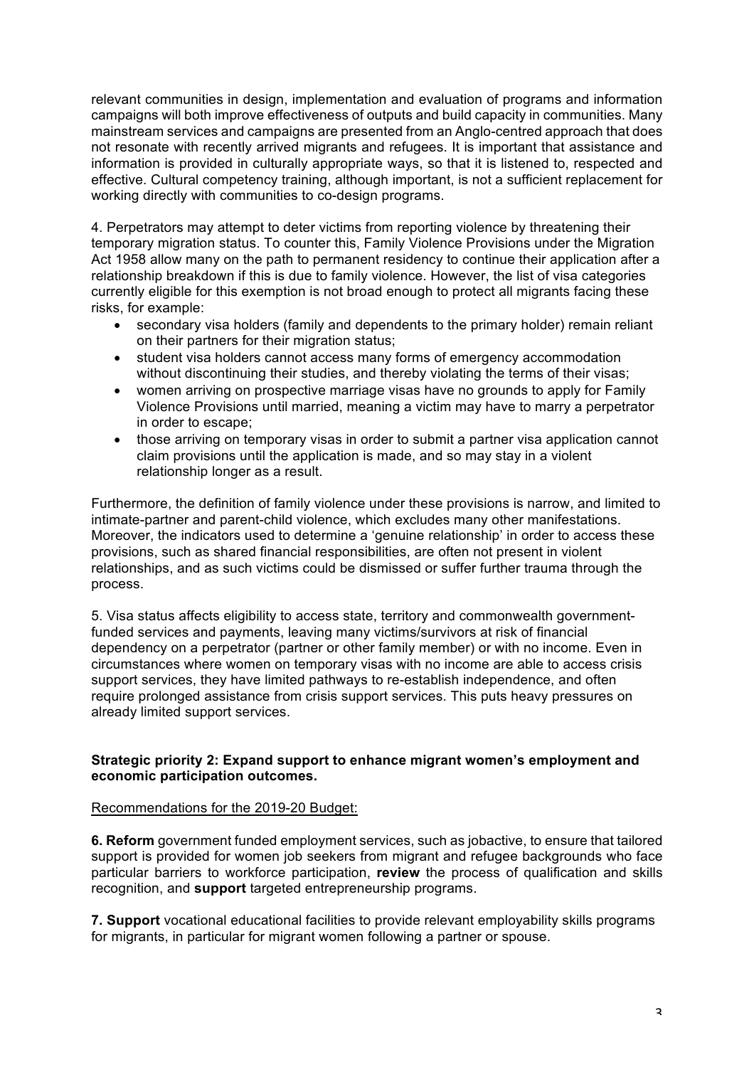relevant communities in design, implementation and evaluation of programs and information campaigns will both improve effectiveness of outputs and build capacity in communities. Many mainstream services and campaigns are presented from an Anglo-centred approach that does not resonate with recently arrived migrants and refugees. It is important that assistance and information is provided in culturally appropriate ways, so that it is listened to, respected and effective. Cultural competency training, although important, is not a sufficient replacement for working directly with communities to co-design programs.

4. Perpetrators may attempt to deter victims from reporting violence by threatening their temporary migration status. To counter this, Family Violence Provisions under the Migration Act 1958 allow many on the path to permanent residency to continue their application after a relationship breakdown if this is due to family violence. However, the list of visa categories currently eligible for this exemption is not broad enough to protect all migrants facing these risks, for example:

- secondary visa holders (family and dependents to the primary holder) remain reliant on their partners for their migration status;
- student visa holders cannot access many forms of emergency accommodation without discontinuing their studies, and thereby violating the terms of their visas;
- women arriving on prospective marriage visas have no grounds to apply for Family Violence Provisions until married, meaning a victim may have to marry a perpetrator in order to escape;
- those arriving on temporary visas in order to submit a partner visa application cannot claim provisions until the application is made, and so may stay in a violent relationship longer as a result.

Furthermore, the definition of family violence under these provisions is narrow, and limited to intimate-partner and parent-child violence, which excludes many other manifestations. Moreover, the indicators used to determine a 'genuine relationship' in order to access these provisions, such as shared financial responsibilities, are often not present in violent relationships, and as such victims could be dismissed or suffer further trauma through the process.

5. Visa status affects eligibility to access state, territory and commonwealth government-funded services and payments, leaving many victims/survivors at risk of financial dependency on a perpetrator (partner or other family member) or with no income. Even in circumstances where women on temporary visas with no income are able to access crisis support services, they have limited pathways to re-establish independence, and often require prolonged assistance from crisis support services. This puts heavy pressures on already limited support services.

**Strategic priority 2: Expand support to enhance migrant women's employment and economic participation outcomes.**

Recommendations for the 2019-20 Budget:

**6. Reform** government funded employment services, such as jobactive, to ensure that tailored support is provided for women job seekers from migrant and refugee backgrounds who face particular barriers to workforce participation, **review** the process of qualification and skills recognition, and **support** targeted entrepreneurship programs.

**7. Support** vocational educational facilities to provide relevant employability skills programs for migrants, in particular for migrant women following a partner or spouse.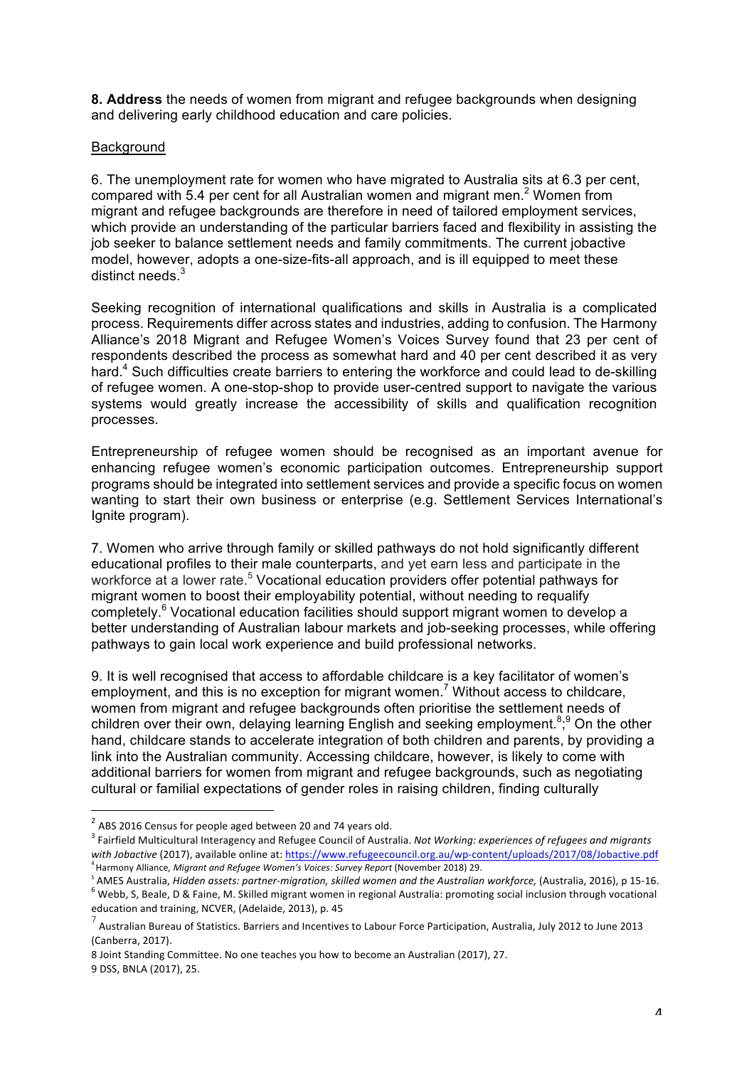**8. Address** the needs of women from migrant and refugee backgrounds when designing and delivering early childhood education and care policies.

Background

6. The unemployment rate for women who have migrated to Australia sits at 6.3 per cent, compared with 5.4 per cent for all Australian women and migrant men.[2] Women from migrant and refugee backgrounds are therefore in need of tailored employment services, which provide an understanding of the particular barriers faced and flexibility in assisting the job seeker to balance settlement needs and family commitments. The current jobactive model, however, adopts a one-size-fits-all approach, and is ill equipped to meet these distinct needs.[3]

Seeking recognition of international qualifications and skills in Australia is a complicated process. Requirements differ across states and industries, adding to confusion. The Harmony Alliance's 2018 Migrant and Refugee Women's Voices Survey found that 23 per cent of respondents described the process as somewhat hard and 40 per cent described it as very hard.[4] Such difficulties create barriers to entering the workforce and could lead to de-skilling of refugee women. A one-stop-shop to provide user-centred support to navigate the various systems would greatly increase the accessibility of skills and qualification recognition processes.

Entrepreneurship of refugee women should be recognised as an important avenue for enhancing refugee women's economic participation outcomes. Entrepreneurship support programs should be integrated into settlement services and provide a specific focus on women wanting to start their own business or enterprise (e.g. Settlement Services International's Ignite program).

7. Women who arrive through family or skilled pathways do not hold significantly different educational profiles to their male counterparts, and yet earn less and participate in the workforce at a lower rate.[5] Vocational education providers offer potential pathways for migrant women to boost their employability potential, without needing to requalify completely.[6] Vocational education facilities should support migrant women to develop a better understanding of Australian labour markets and job-seeking processes, while offering pathways to gain local work experience and build professional networks.

9. It is well recognised that access to affordable childcare is a key facilitator of women's employment, and this is no exception for migrant women.[7] Without access to childcare, women from migrant and refugee backgrounds often prioritise the settlement needs of children over their own, delaying learning English and seeking employment.[8];[9] On the other hand, childcare stands to accelerate integration of both children and parents, by providing a link into the Australian community. Accessing childcare, however, is likely to come with additional barriers for women from migrant and refugee backgrounds, such as negotiating cultural or familial expectations of gender roles in raising children, finding culturally

---

[2] ABS 2016 Census for people aged between 20 and 74 years old.

[3] Fairfield Multicultural Interagency and Refugee Council of Australia. *Not Working: experiences of refugees and migrants with Jobactive* (2017), available online at: https://www.refugeecouncil.org.au/wp-content/uploads/2017/08/Jobactive.pdf

[4] Harmony Alliance, *Migrant and Refugee Women's Voices: Survey Report* (November 2018) 29.

[5] AMES Australia, *Hidden assets: partner-migration, skilled women and the Australian workforce,* (Australia, 2016), p 15-16.

[6] Webb, S, Beale, D & Faine, M. Skilled migrant women in regional Australia: promoting social inclusion through vocational education and training, NCVER, (Adelaide, 2013), p. 45

[7] Australian Bureau of Statistics. Barriers and Incentives to Labour Force Participation, Australia, July 2012 to June 2013 (Canberra, 2017).

8 Joint Standing Committee. No one teaches you how to become an Australian (2017), 27.

9 DSS, BNLA (2017), 25.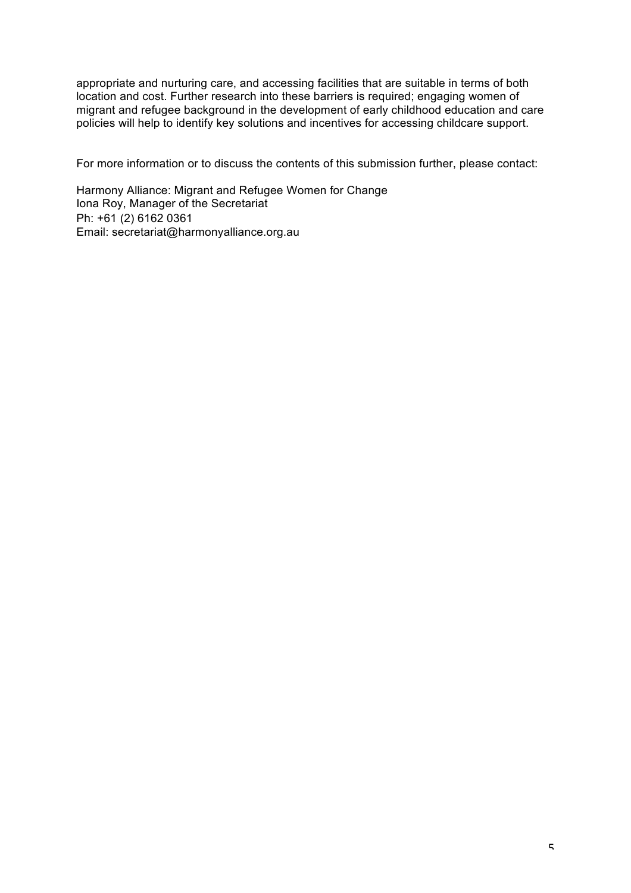appropriate and nurturing care, and accessing facilities that are suitable in terms of both location and cost. Further research into these barriers is required; engaging women of migrant and refugee background in the development of early childhood education and care policies will help to identify key solutions and incentives for accessing childcare support.

For more information or to discuss the contents of this submission further, please contact:

Harmony Alliance: Migrant and Refugee Women for Change  
Iona Roy, Manager of the Secretariat  
Ph: +61 (2) 6162 0361  
Email: secretariat@harmonyalliance.org.au